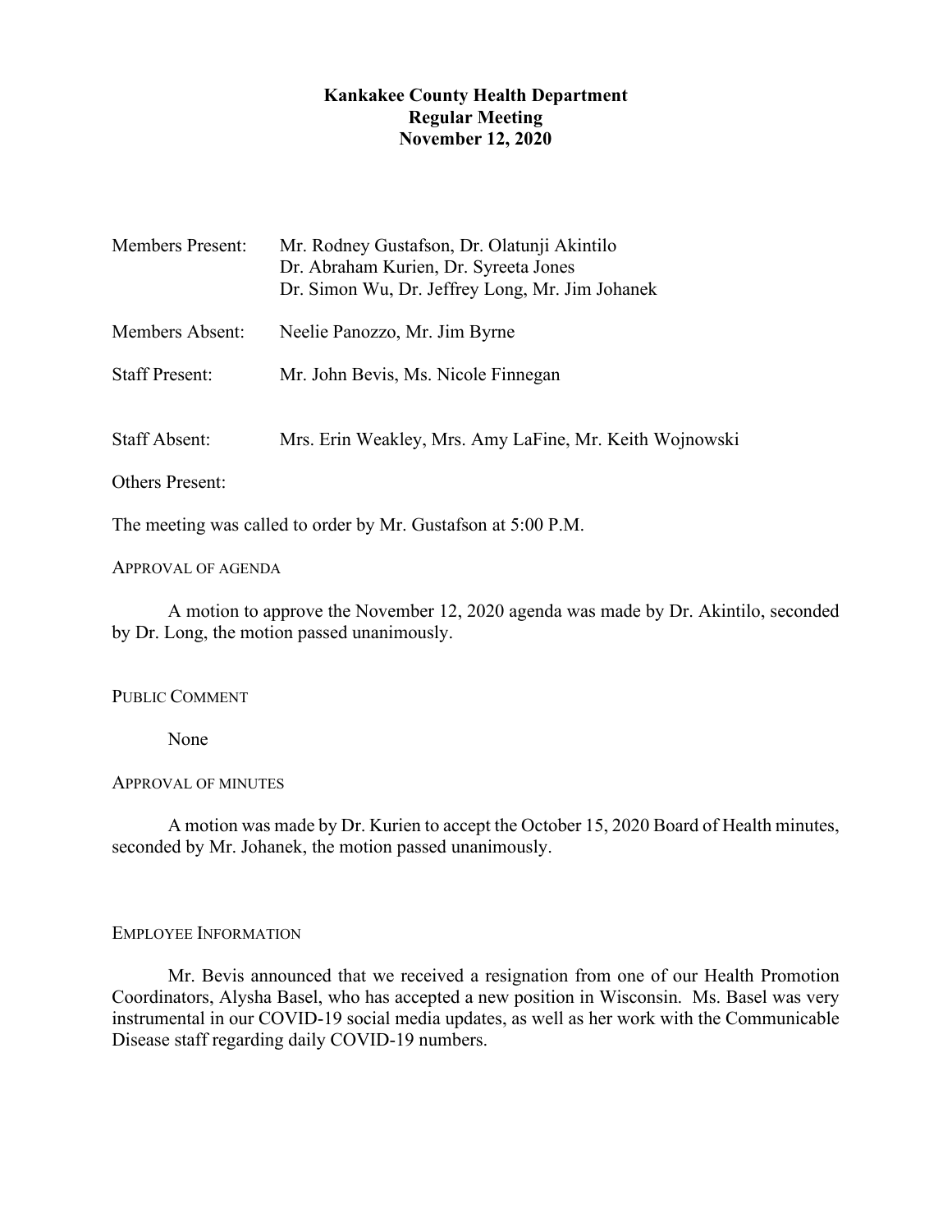# Kankakee County Health Department
## Regular Meeting
## November 12, 2020

Members Present: Mr. Rodney Gustafson, Dr. Olatunji Akintilo
Dr. Abraham Kurien, Dr. Syreeta Jones
Dr. Simon Wu, Dr. Jeffrey Long, Mr. Jim Johanek

Members Absent: Neelie Panozzo, Mr. Jim Byrne

Staff Present: Mr. John Bevis, Ms. Nicole Finnegan

Staff Absent: Mrs. Erin Weakley, Mrs. Amy LaFine, Mr. Keith Wojnowski

Others Present:

The meeting was called to order by Mr. Gustafson at 5:00 P.M.

### APPROVAL OF AGENDA

A motion to approve the November 12, 2020 agenda was made by Dr. Akintilo, seconded by Dr. Long, the motion passed unanimously.

### PUBLIC COMMENT

None

### APPROVAL OF MINUTES

A motion was made by Dr. Kurien to accept the October 15, 2020 Board of Health minutes, seconded by Mr. Johanek, the motion passed unanimously.

### EMPLOYEE INFORMATION

Mr. Bevis announced that we received a resignation from one of our Health Promotion Coordinators, Alysha Basel, who has accepted a new position in Wisconsin. Ms. Basel was very instrumental in our COVID-19 social media updates, as well as her work with the Communicable Disease staff regarding daily COVID-19 numbers.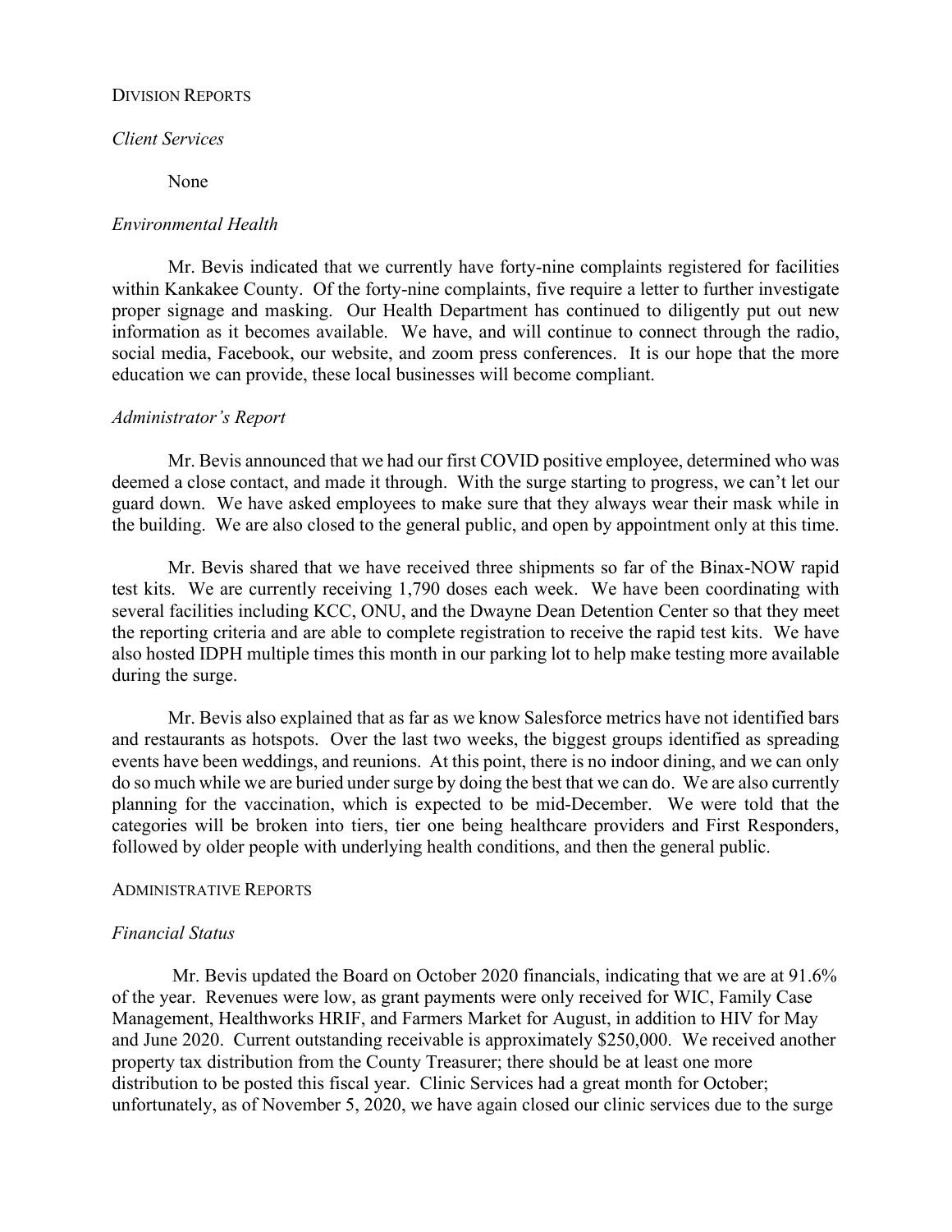DIVISION REPORTS

*Client Services*

None

*Environmental Health*

Mr. Bevis indicated that we currently have forty-nine complaints registered for facilities within Kankakee County. Of the forty-nine complaints, five require a letter to further investigate proper signage and masking. Our Health Department has continued to diligently put out new information as it becomes available. We have, and will continue to connect through the radio, social media, Facebook, our website, and zoom press conferences. It is our hope that the more education we can provide, these local businesses will become compliant.

*Administrator's Report*

Mr. Bevis announced that we had our first COVID positive employee, determined who was deemed a close contact, and made it through. With the surge starting to progress, we can't let our guard down. We have asked employees to make sure that they always wear their mask while in the building. We are also closed to the general public, and open by appointment only at this time.

Mr. Bevis shared that we have received three shipments so far of the Binax-NOW rapid test kits. We are currently receiving 1,790 doses each week. We have been coordinating with several facilities including KCC, ONU, and the Dwayne Dean Detention Center so that they meet the reporting criteria and are able to complete registration to receive the rapid test kits. We have also hosted IDPH multiple times this month in our parking lot to help make testing more available during the surge.

Mr. Bevis also explained that as far as we know Salesforce metrics have not identified bars and restaurants as hotspots. Over the last two weeks, the biggest groups identified as spreading events have been weddings, and reunions. At this point, there is no indoor dining, and we can only do so much while we are buried under surge by doing the best that we can do. We are also currently planning for the vaccination, which is expected to be mid-December. We were told that the categories will be broken into tiers, tier one being healthcare providers and First Responders, followed by older people with underlying health conditions, and then the general public.

ADMINISTRATIVE REPORTS

*Financial Status*

Mr. Bevis updated the Board on October 2020 financials, indicating that we are at 91.6% of the year. Revenues were low, as grant payments were only received for WIC, Family Case Management, Healthworks HRIF, and Farmers Market for August, in addition to HIV for May and June 2020. Current outstanding receivable is approximately $250,000. We received another property tax distribution from the County Treasurer; there should be at least one more distribution to be posted this fiscal year. Clinic Services had a great month for October; unfortunately, as of November 5, 2020, we have again closed our clinic services due to the surge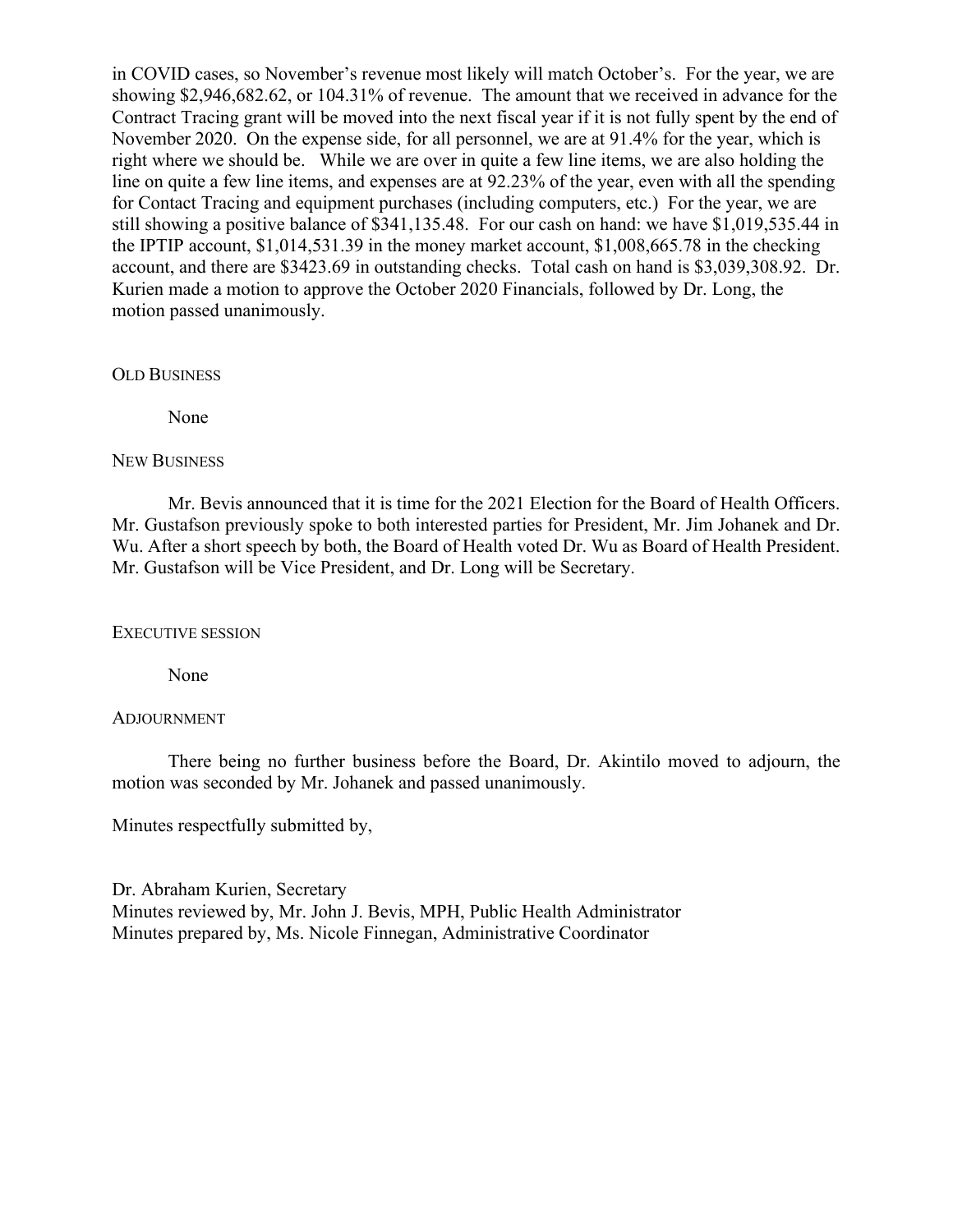in COVID cases, so November's revenue most likely will match October's. For the year, we are showing $2,946,682.62, or 104.31% of revenue. The amount that we received in advance for the Contract Tracing grant will be moved into the next fiscal year if it is not fully spent by the end of November 2020. On the expense side, for all personnel, we are at 91.4% for the year, which is right where we should be. While we are over in quite a few line items, we are also holding the line on quite a few line items, and expenses are at 92.23% of the year, even with all the spending for Contact Tracing and equipment purchases (including computers, etc.) For the year, we are still showing a positive balance of $341,135.48. For our cash on hand: we have $1,019,535.44 in the IPTIP account, $1,014,531.39 in the money market account, $1,008,665.78 in the checking account, and there are $3423.69 in outstanding checks. Total cash on hand is $3,039,308.92. Dr. Kurien made a motion to approve the October 2020 Financials, followed by Dr. Long, the motion passed unanimously.

## OLD BUSINESS

None

## NEW BUSINESS

Mr. Bevis announced that it is time for the 2021 Election for the Board of Health Officers. Mr. Gustafson previously spoke to both interested parties for President, Mr. Jim Johanek and Dr. Wu. After a short speech by both, the Board of Health voted Dr. Wu as Board of Health President. Mr. Gustafson will be Vice President, and Dr. Long will be Secretary.

## EXECUTIVE SESSION

None

## ADJOURNMENT

There being no further business before the Board, Dr. Akintilo moved to adjourn, the motion was seconded by Mr. Johanek and passed unanimously.

Minutes respectfully submitted by,

Dr. Abraham Kurien, Secretary
Minutes reviewed by, Mr. John J. Bevis, MPH, Public Health Administrator
Minutes prepared by, Ms. Nicole Finnegan, Administrative Coordinator